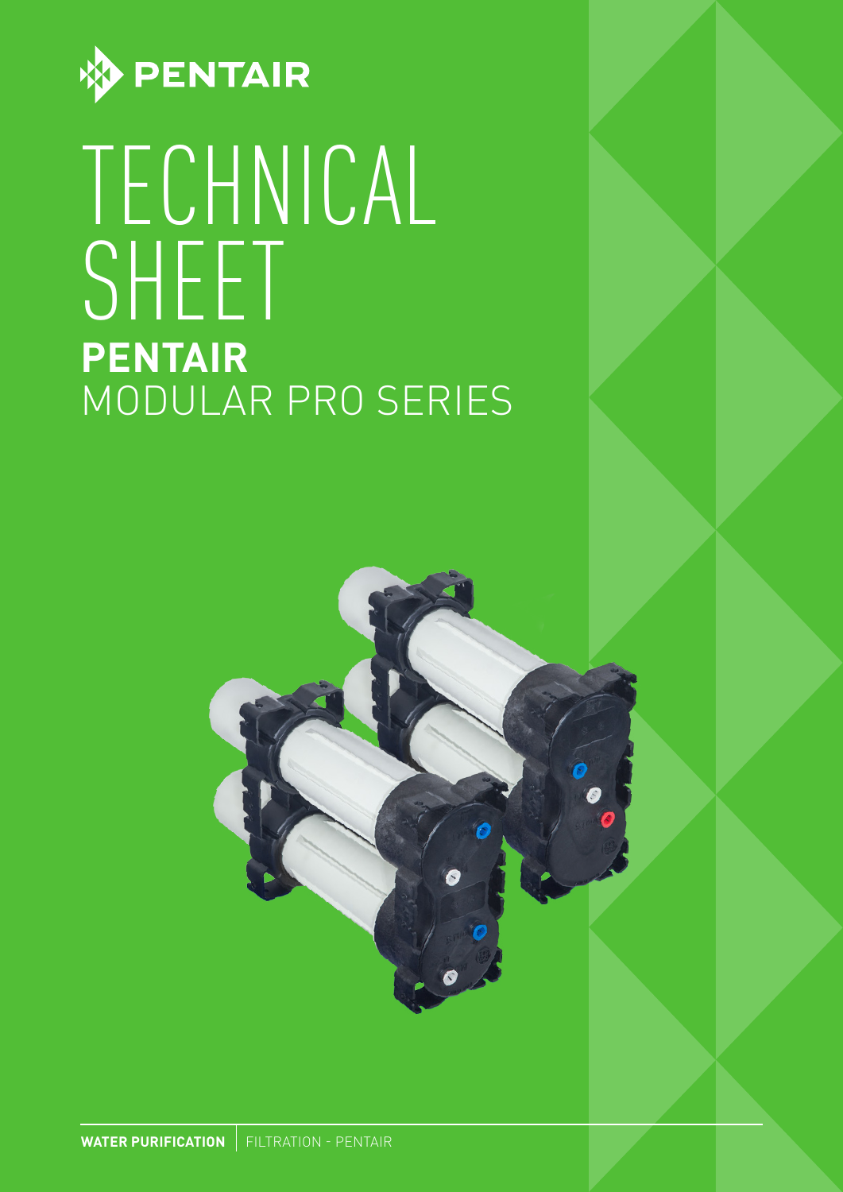PENTAIR

# TECHNICAL SHEET

## **PENTAIR** MODULAR PRO SERIES

**WATER PURIFICATION** | FILTRATION - PENTAIR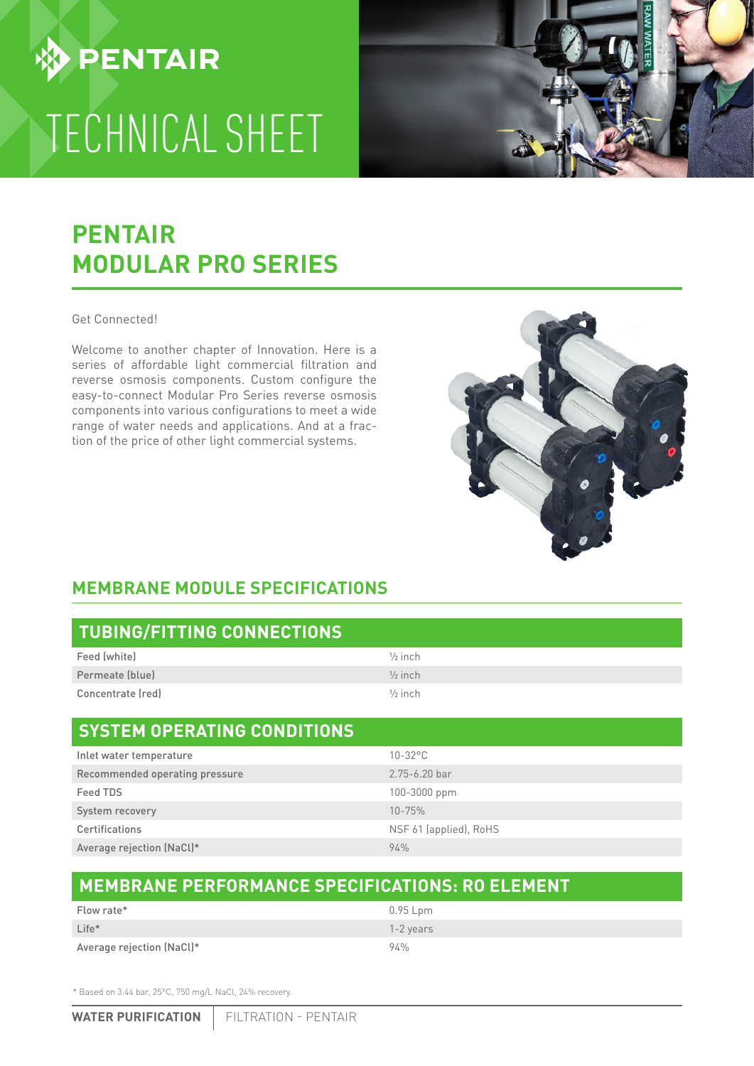# PENTAIR

# TECHNICAL SHEET

## PENTAIR MODULAR PRO SERIES

Get Connected!

Welcome to another chapter of Innovation. Here is a series of affordable light commercial filtration and reverse osmosis components. Custom configure the easy-to-connect Modular Pro Series reverse osmosis components into various configurations to meet a wide range of water needs and applications. And at a fraction of the price of other light commercial systems.

## MEMBRANE MODULE SPECIFICATIONS

### TUBING/FITTING CONNECTIONS

| | |
|---|---|
| Feed (white) | ½ inch |
| Permeate (blue) | ½ inch |
| Concentrate (red) | ½ inch |

### SYSTEM OPERATING CONDITIONS

| | |
|---|---|
| Inlet water temperature | 10-32°C |
| Recommended operating pressure | 2.75-6.20 bar |
| Feed TDS | 100-3000 ppm |
| System recovery | 10-75% |
| Certifications | NSF 61 (applied), RoHS |
| Average rejection (NaCl)* | 94% |

### MEMBRANE PERFORMANCE SPECIFICATIONS: RO ELEMENT

| | |
|---|---|
| Flow rate* | 0.95 Lpm |
| Life* | 1-2 years |
| Average rejection (NaCl)* | 94% |

* Based on 3.44 bar, 25°C, 750 mg/L NaCl, 24% recovery.

**WATER PURIFICATION** | FILTRATION - PENTAIR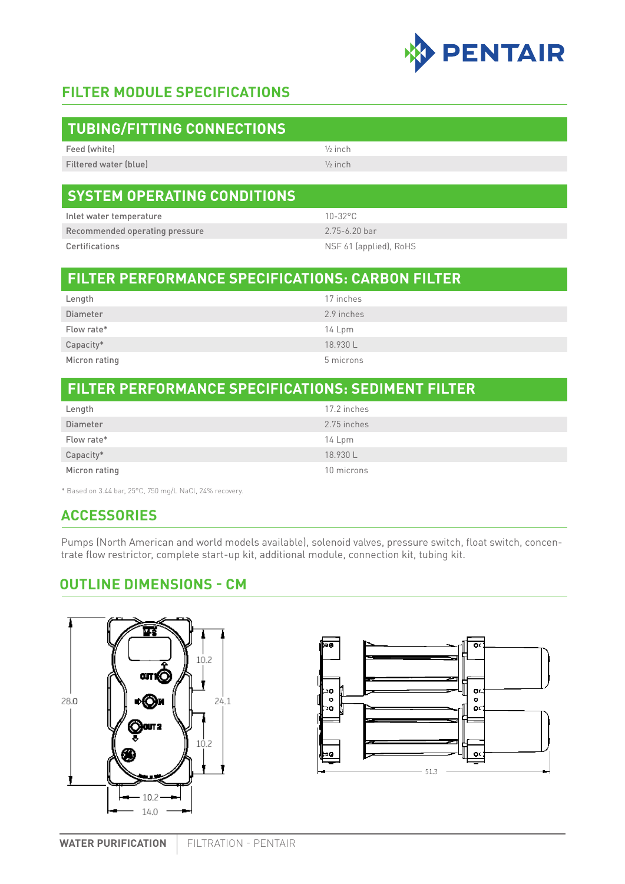## FILTER MODULE SPECIFICATIONS

### TUBING/FITTING CONNECTIONS

| | |
|---|---|
| Feed (white) | ½ inch |
| Filtered water (blue) | ½ inch |

### SYSTEM OPERATING CONDITIONS

| | |
|---|---|
| Inlet water temperature | 10-32°C |
| Recommended operating pressure | 2.75-6.20 bar |
| Certifications | NSF 61 (applied), RoHS |

### FILTER PERFORMANCE SPECIFICATIONS: CARBON FILTER

| | |
|---|---|
| Length | 17 inches |
| Diameter | 2.9 inches |
| Flow rate* | 14 Lpm |
| Capacity* | 18.930 L |
| Micron rating | 5 microns |

### FILTER PERFORMANCE SPECIFICATIONS: SEDIMENT FILTER

| | |
|---|---|
| Length | 17.2 inches |
| Diameter | 2.75 inches |
| Flow rate* | 14 Lpm |
| Capacity* | 18.930 L |
| Micron rating | 10 microns |

* Based on 3.44 bar, 25°C, 750 mg/L NaCl, 24% recovery.

## ACCESSORIES

Pumps (North American and world models available), solenoid valves, pressure switch, float switch, concentrate flow restrictor, complete start-up kit, additional module, connection kit, tubing kit.

## OUTLINE DIMENSIONS - CM

28.0 | 10.2 | 24.1 | 10.2 | 10.2 | 14.0 | OUT 1 | IN | OUT 2

51.3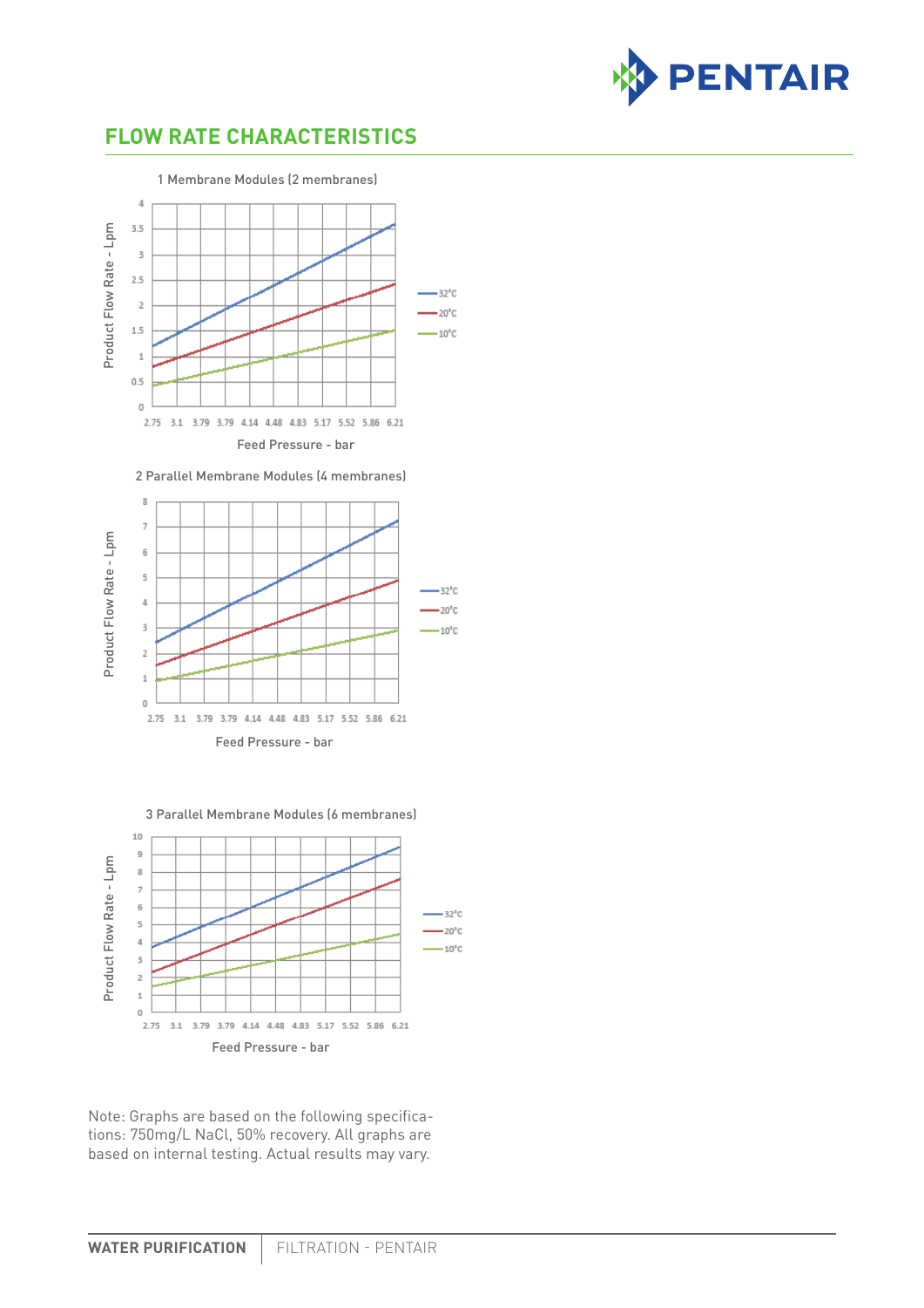## FLOW RATE CHARACTERISTICS

1 Membrane Modules (2 membranes)

Product Flow Rate - Lpm

Feed Pressure - bar

32°C
20°C
10°C

2 Parallel Membrane Modules (4 membranes)

Product Flow Rate - Lpm

Feed Pressure - bar

32°C
20°C
10°C

3 Parallel Membrane Modules (6 membranes)

Product Flow Rate - Lpm

Feed Pressure - bar

32°C
20°C
10°C

Note: Graphs are based on the following specifications: 750mg/L NaCl, 50% recovery. All graphs are based on internal testing. Actual results may vary.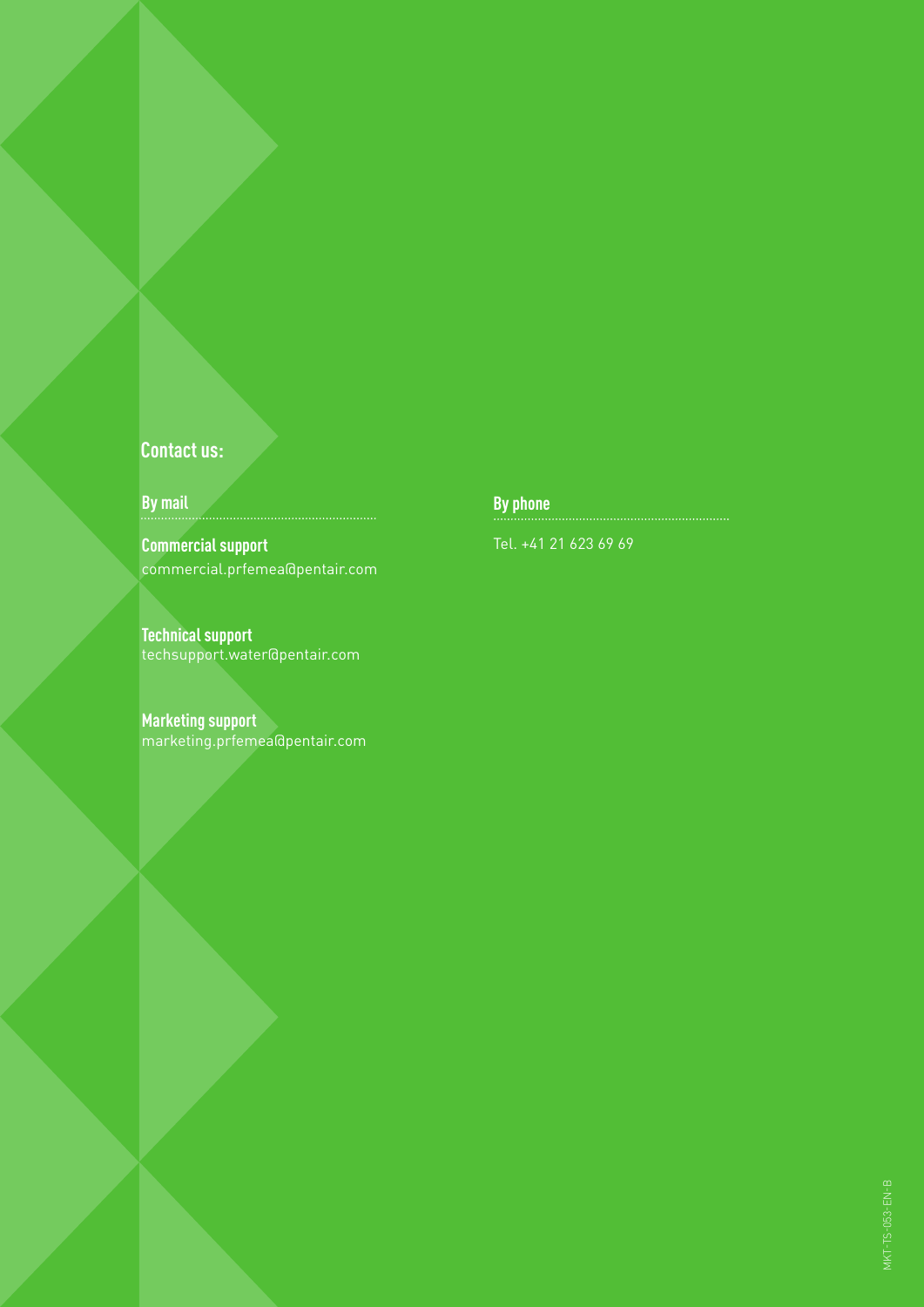## Contact us:

### By mail

**Commercial support**
commercial.prfemea@pentair.com

**Technical support**
techsupport.water@pentair.com

**Marketing support**
marketing.prfemea@pentair.com

### By phone

Tel. +41 21 623 69 69

MKT-TS-053-EN-B